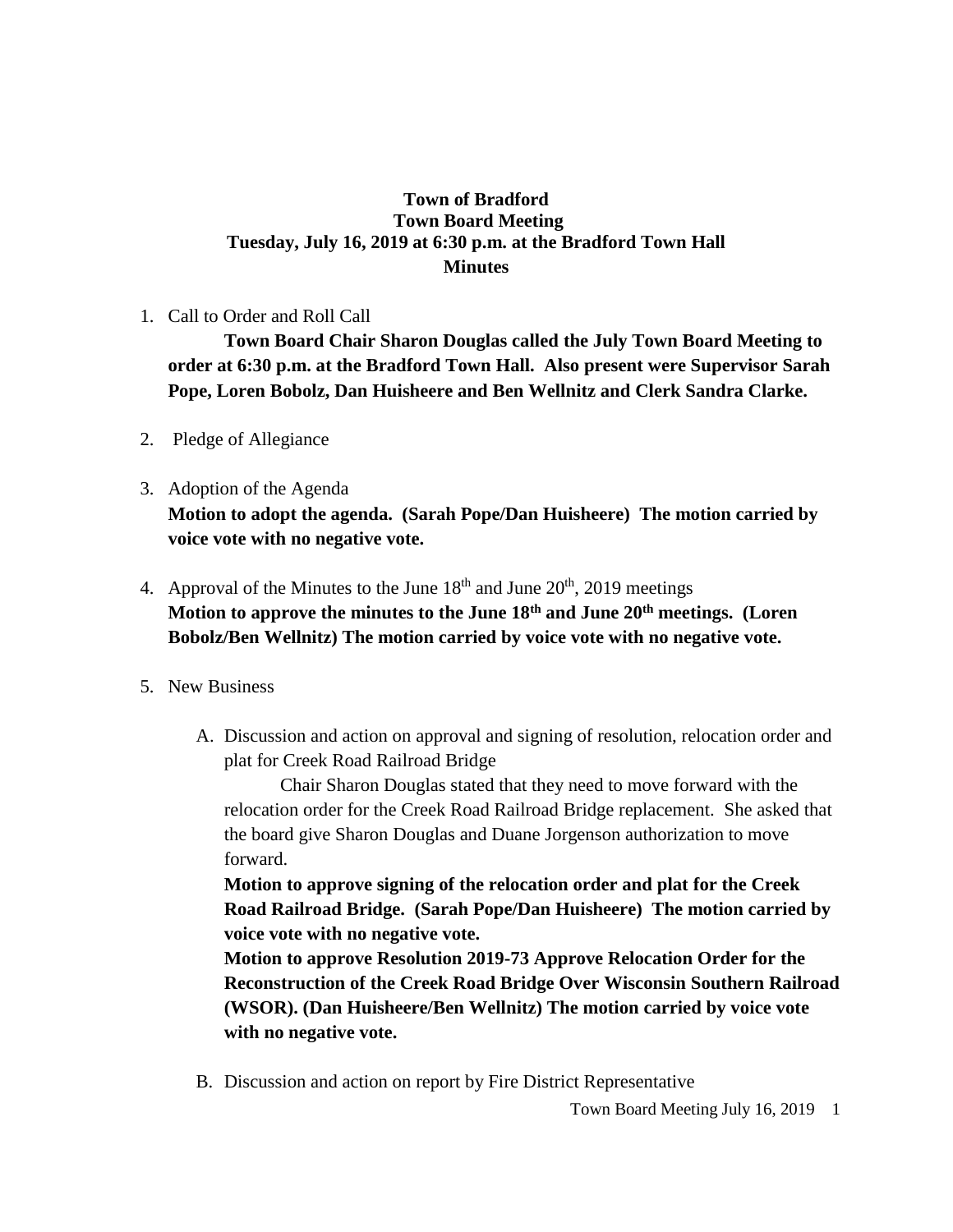# Town of Bradford
## Town Board Meeting
### Tuesday, July 16, 2019 at 6:30 p.m. at the Bradford Town Hall
### Minutes

1. Call to Order and Roll Call

   **Town Board Chair Sharon Douglas called the July Town Board Meeting to order at 6:30 p.m. at the Bradford Town Hall. Also present were Supervisor Sarah Pope, Loren Bobolz, Dan Huisheere and Ben Wellnitz and Clerk Sandra Clarke.**

2. Pledge of Allegiance

3. Adoption of the Agenda

   **Motion to adopt the agenda. (Sarah Pope/Dan Huisheere) The motion carried by voice vote with no negative vote.**

4. Approval of the Minutes to the June 18th and June 20th, 2019 meetings

   **Motion to approve the minutes to the June 18th and June 20th meetings. (Loren Bobolz/Ben Wellnitz) The motion carried by voice vote with no negative vote.**

5. New Business

   A. Discussion and action on approval and signing of resolution, relocation order and plat for Creek Road Railroad Bridge

      Chair Sharon Douglas stated that they need to move forward with the relocation order for the Creek Road Railroad Bridge replacement. She asked that the board give Sharon Douglas and Duane Jorgenson authorization to move forward.

      **Motion to approve signing of the relocation order and plat for the Creek Road Railroad Bridge. (Sarah Pope/Dan Huisheere) The motion carried by voice vote with no negative vote.**

      **Motion to approve Resolution 2019-73 Approve Relocation Order for the Reconstruction of the Creek Road Bridge Over Wisconsin Southern Railroad (WSOR). (Dan Huisheere/Ben Wellnitz) The motion carried by voice vote with no negative vote.**

   B. Discussion and action on report by Fire District Representative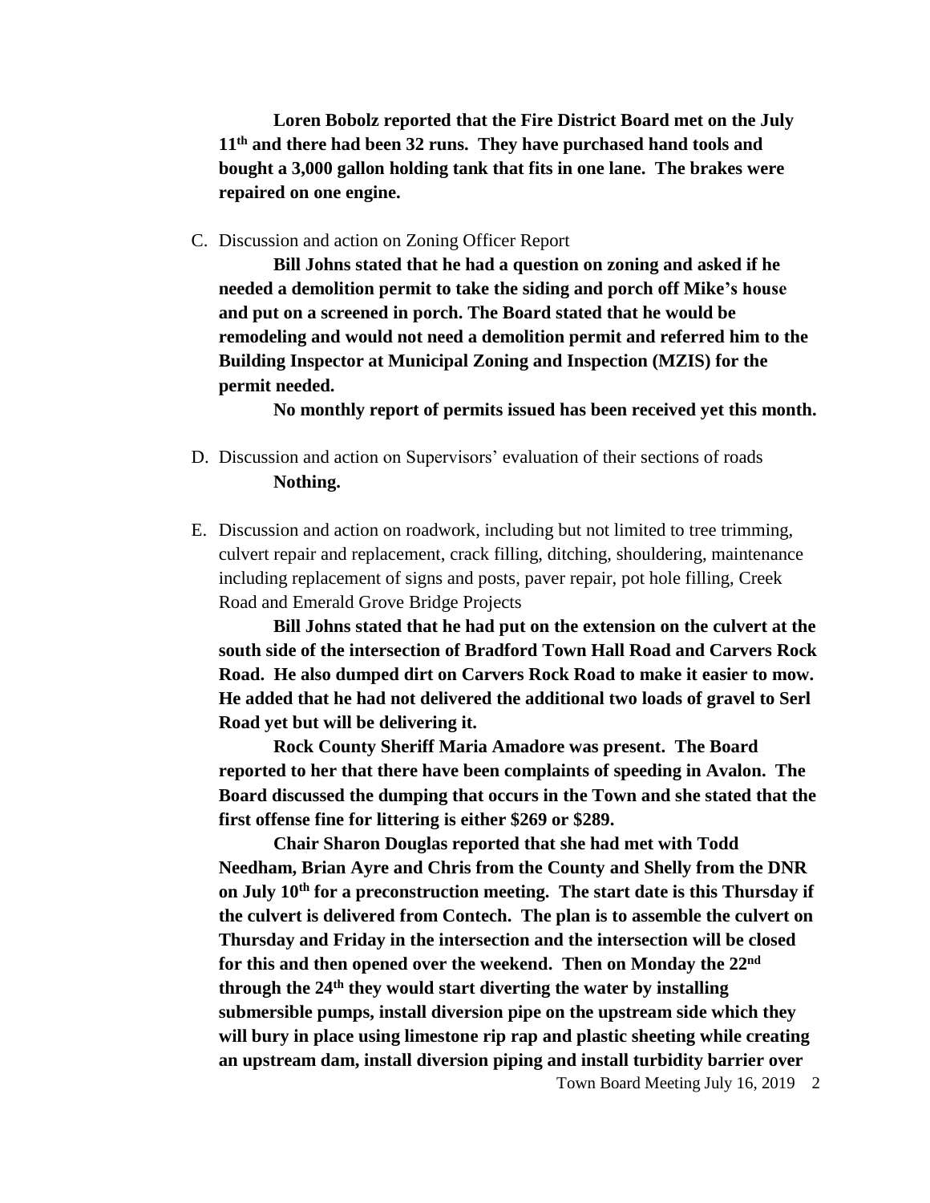**Loren Bobolz reported that the Fire District Board met on the July 11th and there had been 32 runs. They have purchased hand tools and bought a 3,000 gallon holding tank that fits in one lane. The brakes were repaired on one engine.**

C. Discussion and action on Zoning Officer Report

**Bill Johns stated that he had a question on zoning and asked if he needed a demolition permit to take the siding and porch off Mike's house and put on a screened in porch. The Board stated that he would be remodeling and would not need a demolition permit and referred him to the Building Inspector at Municipal Zoning and Inspection (MZIS) for the permit needed.**

**No monthly report of permits issued has been received yet this month.**

D. Discussion and action on Supervisors' evaluation of their sections of roads

**Nothing.**

E. Discussion and action on roadwork, including but not limited to tree trimming, culvert repair and replacement, crack filling, ditching, shouldering, maintenance including replacement of signs and posts, paver repair, pot hole filling, Creek Road and Emerald Grove Bridge Projects

**Bill Johns stated that he had put on the extension on the culvert at the south side of the intersection of Bradford Town Hall Road and Carvers Rock Road. He also dumped dirt on Carvers Rock Road to make it easier to mow. He added that he had not delivered the additional two loads of gravel to Serl Road yet but will be delivering it.**

**Rock County Sheriff Maria Amadore was present. The Board reported to her that there have been complaints of speeding in Avalon. The Board discussed the dumping that occurs in the Town and she stated that the first offense fine for littering is either $269 or $289.**

**Chair Sharon Douglas reported that she had met with Todd Needham, Brian Ayre and Chris from the County and Shelly from the DNR on July 10th for a preconstruction meeting. The start date is this Thursday if the culvert is delivered from Contech. The plan is to assemble the culvert on Thursday and Friday in the intersection and the intersection will be closed for this and then opened over the weekend. Then on Monday the 22nd through the 24th they would start diverting the water by installing submersible pumps, install diversion pipe on the upstream side which they will bury in place using limestone rip rap and plastic sheeting while creating an upstream dam, install diversion piping and install turbidity barrier over**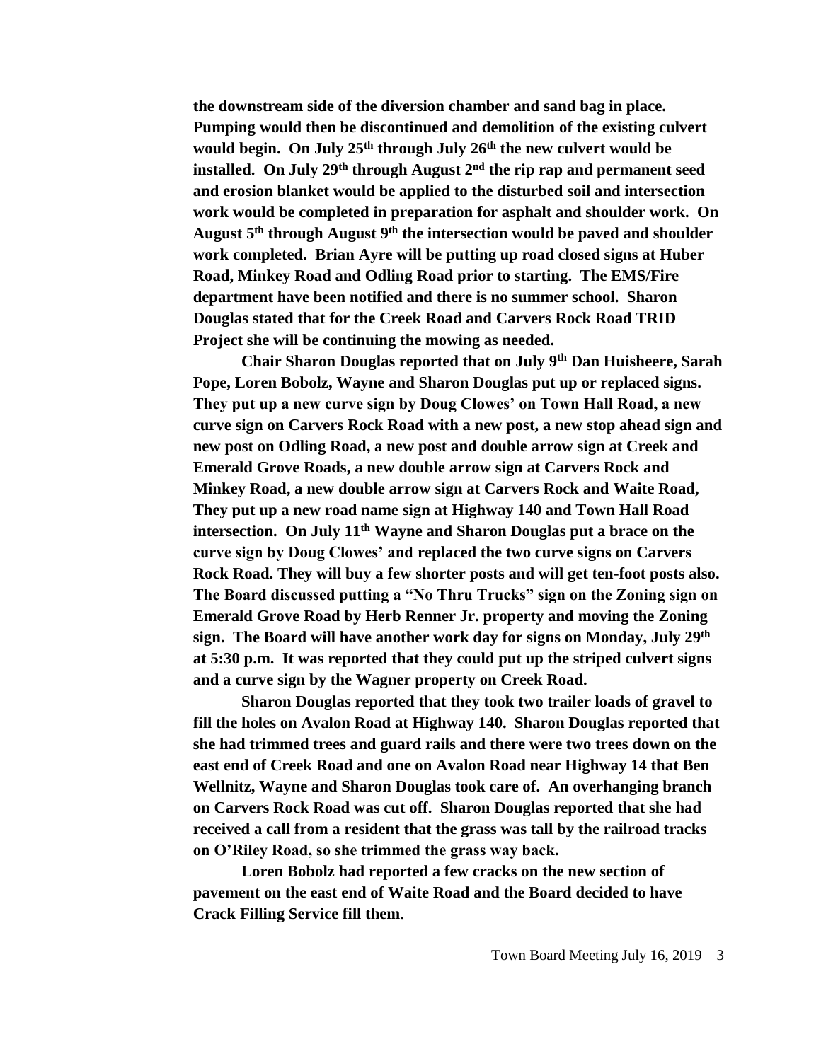**the downstream side of the diversion chamber and sand bag in place. Pumping would then be discontinued and demolition of the existing culvert would begin. On July 25th through July 26th the new culvert would be installed. On July 29th through August 2nd the rip rap and permanent seed and erosion blanket would be applied to the disturbed soil and intersection work would be completed in preparation for asphalt and shoulder work. On August 5th through August 9th the intersection would be paved and shoulder work completed. Brian Ayre will be putting up road closed signs at Huber Road, Minkey Road and Odling Road prior to starting. The EMS/Fire department have been notified and there is no summer school. Sharon Douglas stated that for the Creek Road and Carvers Rock Road TRID Project she will be continuing the mowing as needed.**

**Chair Sharon Douglas reported that on July 9th Dan Huisheere, Sarah Pope, Loren Bobolz, Wayne and Sharon Douglas put up or replaced signs. They put up a new curve sign by Doug Clowes' on Town Hall Road, a new curve sign on Carvers Rock Road with a new post, a new stop ahead sign and new post on Odling Road, a new post and double arrow sign at Creek and Emerald Grove Roads, a new double arrow sign at Carvers Rock and Minkey Road, a new double arrow sign at Carvers Rock and Waite Road, They put up a new road name sign at Highway 140 and Town Hall Road intersection. On July 11th Wayne and Sharon Douglas put a brace on the curve sign by Doug Clowes' and replaced the two curve signs on Carvers Rock Road. They will buy a few shorter posts and will get ten-foot posts also. The Board discussed putting a "No Thru Trucks" sign on the Zoning sign on Emerald Grove Road by Herb Renner Jr. property and moving the Zoning sign. The Board will have another work day for signs on Monday, July 29th at 5:30 p.m. It was reported that they could put up the striped culvert signs and a curve sign by the Wagner property on Creek Road.**

**Sharon Douglas reported that they took two trailer loads of gravel to fill the holes on Avalon Road at Highway 140. Sharon Douglas reported that she had trimmed trees and guard rails and there were two trees down on the east end of Creek Road and one on Avalon Road near Highway 14 that Ben Wellnitz, Wayne and Sharon Douglas took care of. An overhanging branch on Carvers Rock Road was cut off. Sharon Douglas reported that she had received a call from a resident that the grass was tall by the railroad tracks on O'Riley Road, so she trimmed the grass way back.**

**Loren Bobolz had reported a few cracks on the new section of pavement on the east end of Waite Road and the Board decided to have Crack Filling Service fill them**.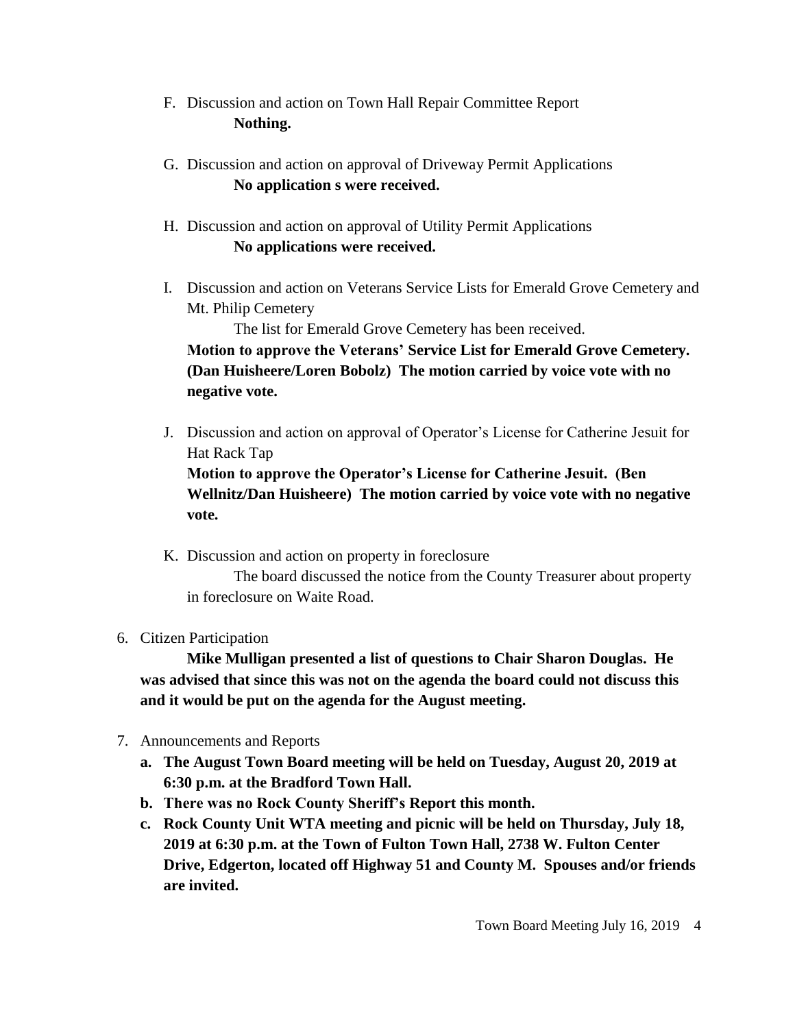F. Discussion and action on Town Hall Repair Committee Report
   **Nothing.**

G. Discussion and action on approval of Driveway Permit Applications
   **No application s were received.**

H. Discussion and action on approval of Utility Permit Applications
   **No applications were received.**

I. Discussion and action on Veterans Service Lists for Emerald Grove Cemetery and Mt. Philip Cemetery
   The list for Emerald Grove Cemetery has been received.
   **Motion to approve the Veterans' Service List for Emerald Grove Cemetery. (Dan Huisheere/Loren Bobolz) The motion carried by voice vote with no negative vote.**

J. Discussion and action on approval of Operator's License for Catherine Jesuit for Hat Rack Tap
   **Motion to approve the Operator's License for Catherine Jesuit. (Ben Wellnitz/Dan Huisheere) The motion carried by voice vote with no negative vote.**

K. Discussion and action on property in foreclosure
   The board discussed the notice from the County Treasurer about property in foreclosure on Waite Road.

6. Citizen Participation
   **Mike Mulligan presented a list of questions to Chair Sharon Douglas. He was advised that since this was not on the agenda the board could not discuss this and it would be put on the agenda for the August meeting.**

7. Announcements and Reports
   a. **The August Town Board meeting will be held on Tuesday, August 20, 2019 at 6:30 p.m. at the Bradford Town Hall.**
   b. **There was no Rock County Sheriff's Report this month.**
   c. **Rock County Unit WTA meeting and picnic will be held on Thursday, July 18, 2019 at 6:30 p.m. at the Town of Fulton Town Hall, 2738 W. Fulton Center Drive, Edgerton, located off Highway 51 and County M. Spouses and/or friends are invited.**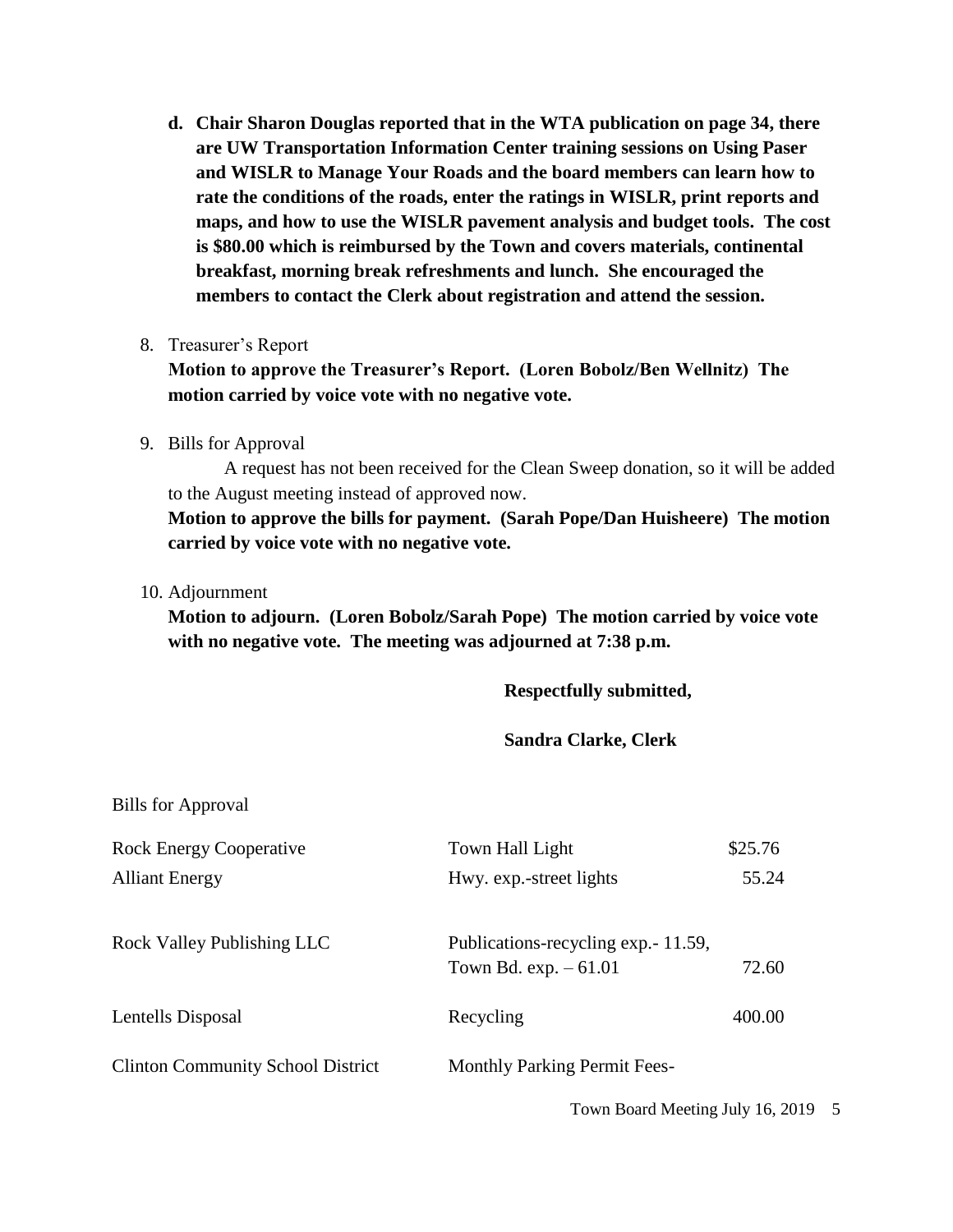d. **Chair Sharon Douglas reported that in the WTA publication on page 34, there are UW Transportation Information Center training sessions on Using Paser and WISLR to Manage Your Roads and the board members can learn how to rate the conditions of the roads, enter the ratings in WISLR, print reports and maps, and how to use the WISLR pavement analysis and budget tools. The cost is $80.00 which is reimbursed by the Town and covers materials, continental breakfast, morning break refreshments and lunch. She encouraged the members to contact the Clerk about registration and attend the session.**

8. Treasurer's Report
   **Motion to approve the Treasurer's Report. (Loren Bobolz/Ben Wellnitz) The motion carried by voice vote with no negative vote.**

9. Bills for Approval
   A request has not been received for the Clean Sweep donation, so it will be added to the August meeting instead of approved now.
   **Motion to approve the bills for payment. (Sarah Pope/Dan Huisheere) The motion carried by voice vote with no negative vote.**

10. Adjournment
    **Motion to adjourn. (Loren Bobolz/Sarah Pope) The motion carried by voice vote with no negative vote. The meeting was adjourned at 7:38 p.m.**

**Respectfully submitted,**

**Sandra Clarke, Clerk**

Bills for Approval

| | | |
|---|---|---|
| Rock Energy Cooperative | Town Hall Light | $25.76 |
| Alliant Energy | Hwy. exp.-street lights | 55.24 |
| Rock Valley Publishing LLC | Publications-recycling exp.- 11.59, Town Bd. exp. – 61.01 | 72.60 |
| Lentells Disposal | Recycling | 400.00 |
| Clinton Community School District | Monthly Parking Permit Fees- | |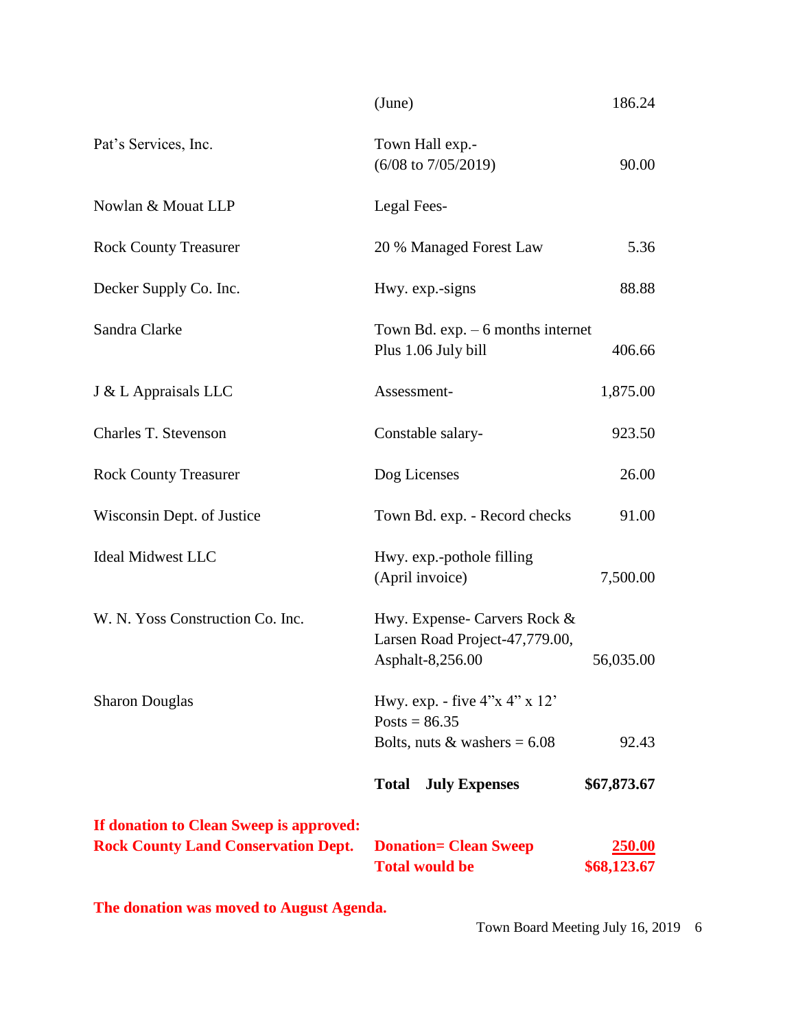| | | |
|---|---|---|
| | (June) | 186.24 |
| Pat's Services, Inc. | Town Hall exp.-<br>(6/08 to 7/05/2019) | 90.00 |
| Nowlan & Mouat LLP | Legal Fees- | |
| Rock County Treasurer | 20 % Managed Forest Law | 5.36 |
| Decker Supply Co. Inc. | Hwy. exp.-signs | 88.88 |
| Sandra Clarke | Town Bd. exp. – 6 months internet<br>Plus 1.06 July bill | 406.66 |
| J & L Appraisals LLC | Assessment- | 1,875.00 |
| Charles T. Stevenson | Constable salary- | 923.50 |
| Rock County Treasurer | Dog Licenses | 26.00 |
| Wisconsin Dept. of Justice | Town Bd. exp. - Record checks | 91.00 |
| Ideal Midwest LLC | Hwy. exp.-pothole filling<br>(April invoice) | 7,500.00 |
| W. N. Yoss Construction Co. Inc. | Hwy. Expense- Carvers Rock &<br>Larsen Road Project-47,779.00,<br>Asphalt-8,256.00 | 56,035.00 |
| Sharon Douglas | Hwy. exp. - five 4"x 4" x 12'<br>Posts = 86.35<br>Bolts, nuts & washers = 6.08 | 92.43 |
| | **Total July Expenses** | **$67,873.67** |
| **If donation to Clean Sweep is approved:**<br>**Rock County Land Conservation Dept.** | **Donation= Clean Sweep**<br>**Total would be** | **250.00**<br>**$68,123.67** |

**The donation was moved to August Agenda.**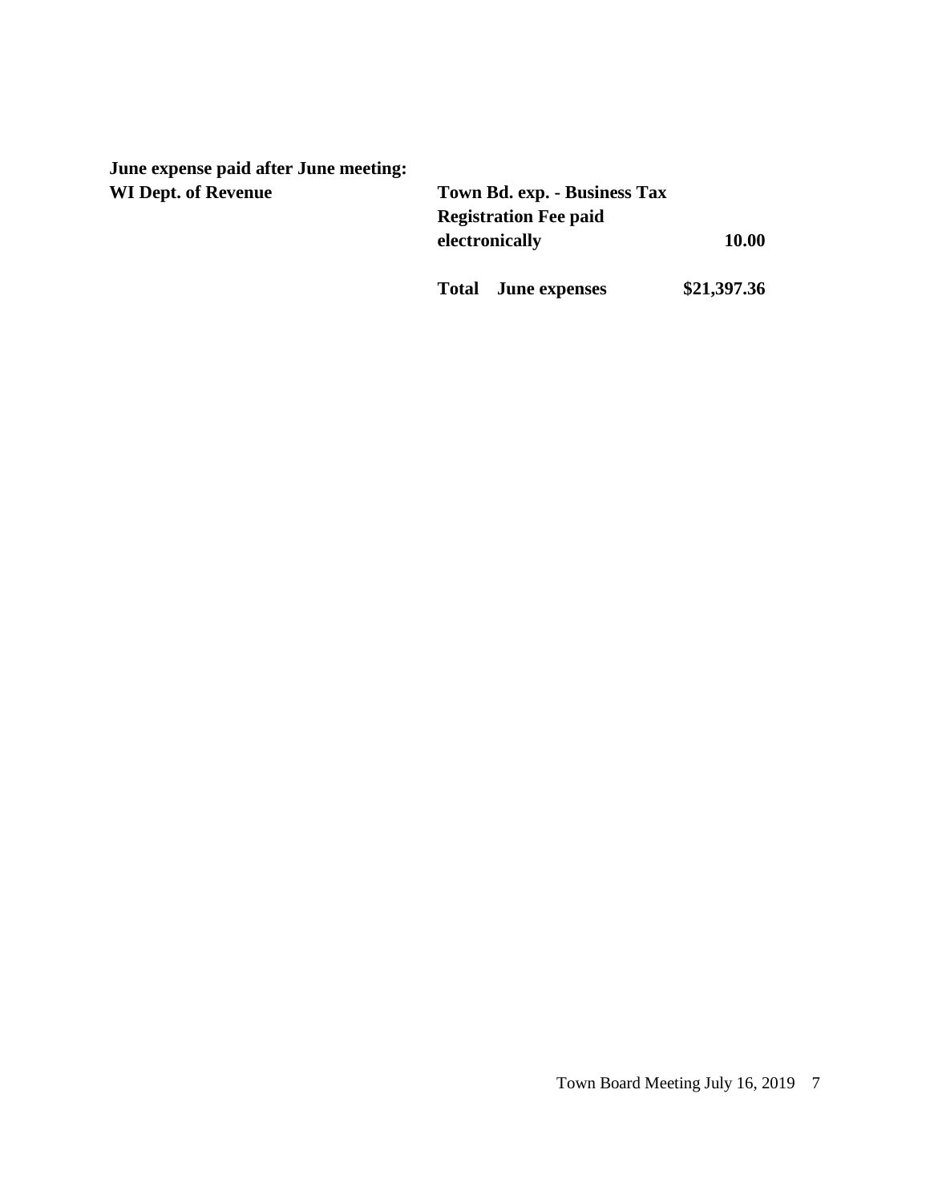**June expense paid after June meeting:**

| | | |
|---|---|---|
| **WI Dept. of Revenue** | **Town Bd. exp. - Business Tax Registration Fee paid electronically** | **10.00** |
| | **Total June expenses** | **$21,397.36** |